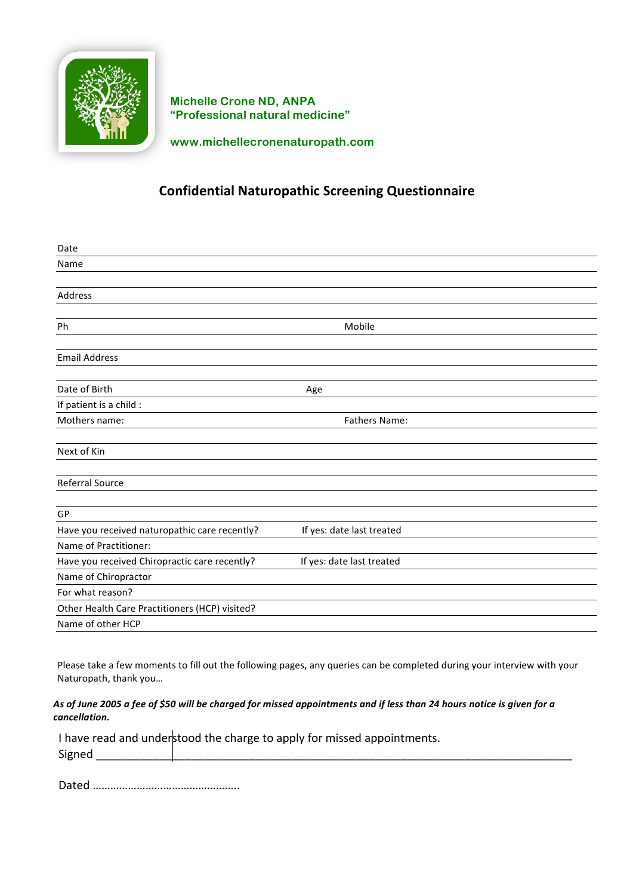Michelle Crone ND, ANPA
"Professional natural medicine"

www.michellecronenaturopath.com

# Confidential Naturopathic Screening Questionnaire

Date

Name

Address

Ph Mobile

Email Address

Date of Birth Age

If patient is a child :

Mothers name: Fathers Name:

Next of Kin

Referral Source

GP

Have you received naturopathic care recently? If yes: date last treated

Name of Practitioner:

Have you received Chiropractic care recently? If yes: date last treated

Name of Chiropractor

For what reason?

Other Health Care Practitioners (HCP) visited?

Name of other HCP

Please take a few moments to fill out the following pages, any queries can be completed during your interview with your Naturopath, thank you…

***As of June 2005 a fee of $50 will be charged for missed appointments and if less than 24 hours notice is given for a cancellation.***

I have read and understood the charge to apply for missed appointments.
Signed ___________________________________________________________________________

Dated …………………………………………..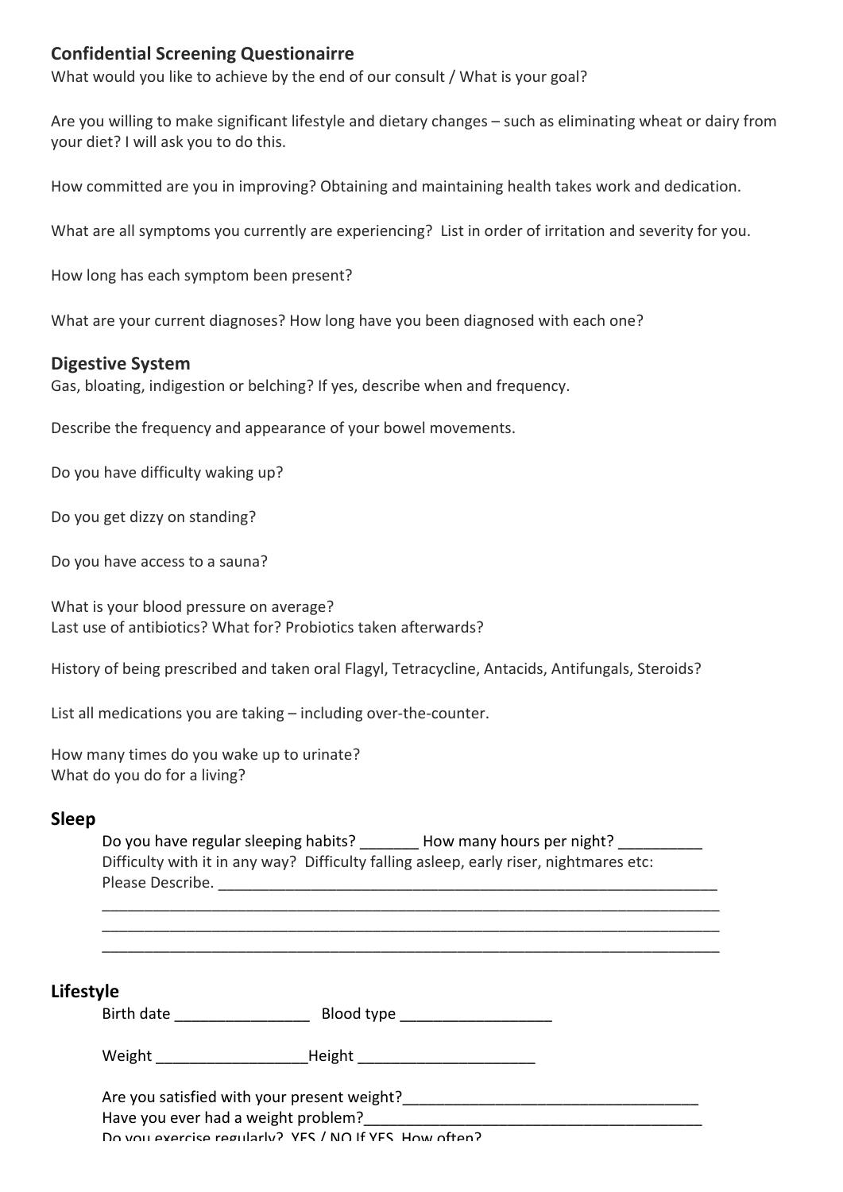## Confidential Screening Questionairre

What would you like to achieve by the end of our consult / What is your goal?

Are you willing to make significant lifestyle and dietary changes – such as eliminating wheat or dairy from your diet? I will ask you to do this.

How committed are you in improving? Obtaining and maintaining health takes work and dedication.

What are all symptoms you currently are experiencing? List in order of irritation and severity for you.

How long has each symptom been present?

What are your current diagnoses? How long have you been diagnosed with each one?

## Digestive System

Gas, bloating, indigestion or belching? If yes, describe when and frequency.

Describe the frequency and appearance of your bowel movements.

Do you have difficulty waking up?

Do you get dizzy on standing?

Do you have access to a sauna?

What is your blood pressure on average?
Last use of antibiotics? What for? Probiotics taken afterwards?

History of being prescribed and taken oral Flagyl, Tetracycline, Antacids, Antifungals, Steroids?

List all medications you are taking – including over-the-counter.

How many times do you wake up to urinate?
What do you do for a living?

## Sleep

Do you have regular sleeping habits? _______ How many hours per night? __________
Difficulty with it in any way? Difficulty falling asleep, early riser, nightmares etc:
Please Describe. ______________________________________________________________
_________________________________________________________________________
_________________________________________________________________________
_________________________________________________________________________

## Lifestyle

Birth date ________________ Blood type __________________

Weight _________________Height ____________________

Are you satisfied with your present weight?___________________________________
Have you ever had a weight problem?_______________________________________
Do you exercise regularly? YES / NO If YES, How often?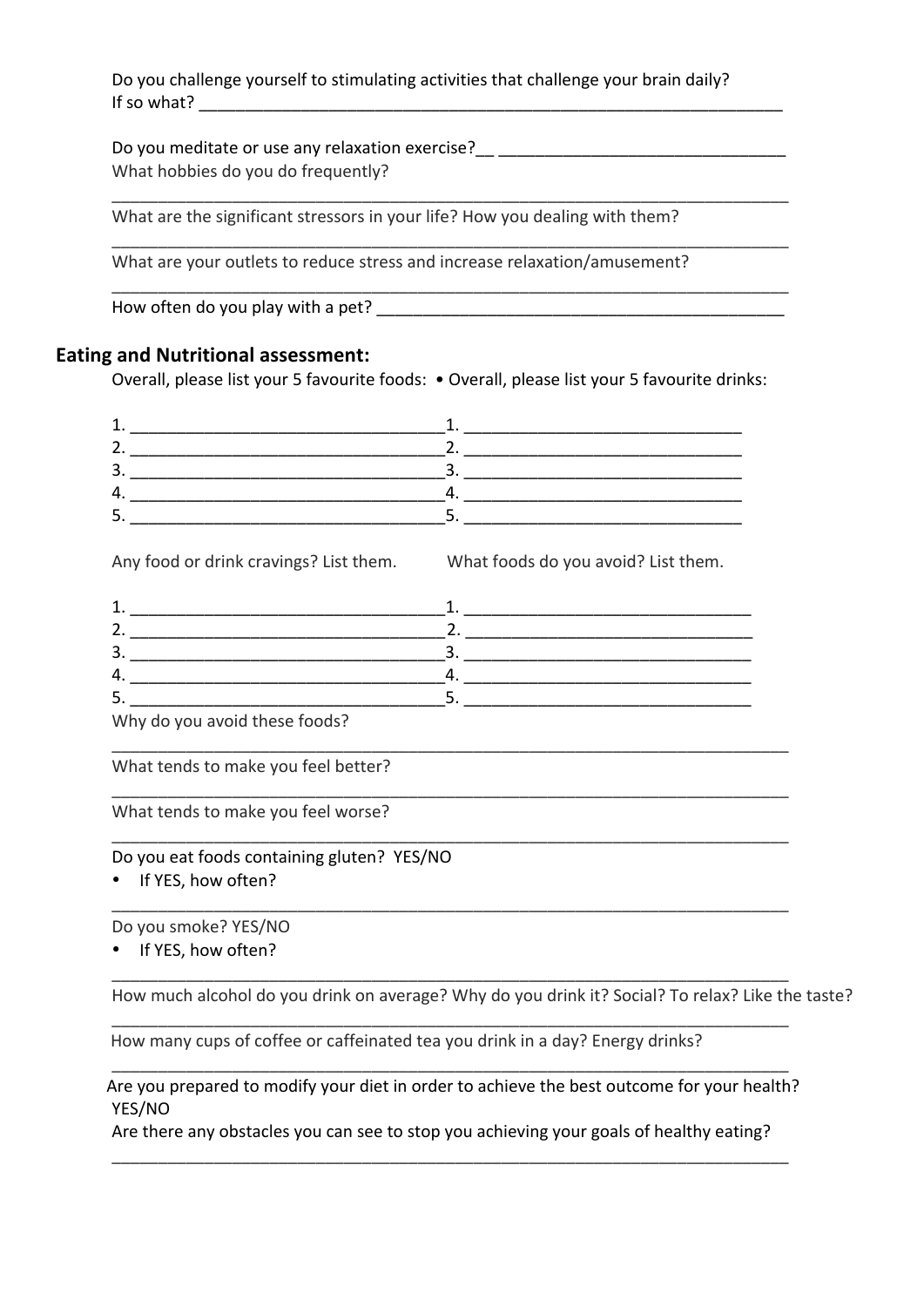Do you challenge yourself to stimulating activities that challenge your brain daily?
If so what? ________________________________________________________________

Do you meditate or use any relaxation exercise?__ _______________________________
What hobbies do you do frequently?
___________________________________________________________________________

What are the significant stressors in your life? How you dealing with them?
___________________________________________________________________________

What are your outlets to reduce stress and increase relaxation/amusement?
___________________________________________________________________________

How often do you play with a pet? ____________________________________________

## Eating and Nutritional assessment:

Overall, please list your 5 favourite foods: • Overall, please list your 5 favourite drinks:

| Favourite foods | Favourite drinks |
|---|---|
| 1. _________________________________ | 1. ______________________________ |
| 2. _________________________________ | 2. ______________________________ |
| 3. _________________________________ | 3. ______________________________ |
| 4. _________________________________ | 4. ______________________________ |
| 5. _________________________________ | 5. ______________________________ |

| Any food or drink cravings? List them. | What foods do you avoid? List them. |
|---|---|
| 1. _________________________________ | 1. ________________________________ |
| 2. _________________________________ | 2. ________________________________ |
| 3. _________________________________ | 3. ________________________________ |
| 4. _________________________________ | 4. ________________________________ |
| 5. _________________________________ | 5. ________________________________ |

Why do you avoid these foods?
___________________________________________________________________________

What tends to make you feel better?
___________________________________________________________________________

What tends to make you feel worse?
___________________________________________________________________________

Do you eat foods containing gluten? YES/NO
- If YES, how often?

___________________________________________________________________________

Do you smoke? YES/NO
- If YES, how often?

___________________________________________________________________________

How much alcohol do you drink on average? Why do you drink it? Social? To relax? Like the taste?
___________________________________________________________________________

How many cups of coffee or caffeinated tea you drink in a day? Energy drinks?
___________________________________________________________________________

Are you prepared to modify your diet in order to achieve the best outcome for your health? YES/NO

Are there any obstacles you can see to stop you achieving your goals of healthy eating?
___________________________________________________________________________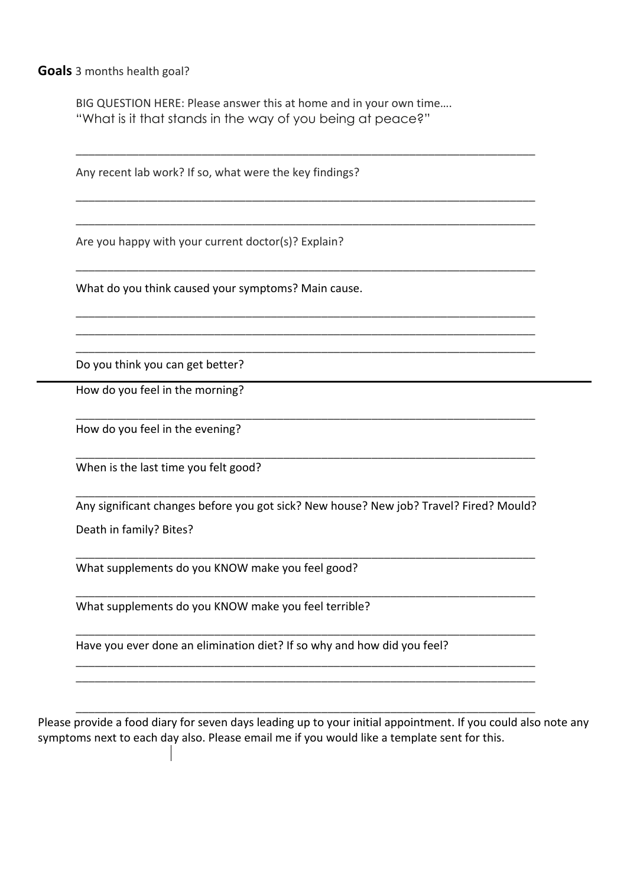**Goals** 3 months health goal?

BIG QUESTION HERE: Please answer this at home and in your own time….
"What is it that stands in the way of you being at peace?"

___________________________________________________________________________

Any recent lab work? If so, what were the key findings?

___________________________________________________________________________

___________________________________________________________________________

Are you happy with your current doctor(s)? Explain?

___________________________________________________________________________

What do you think caused your symptoms? Main cause.

___________________________________________________________________________

___________________________________________________________________________

___________________________________________________________________________

Do you think you can get better?

---

How do you feel in the morning?

___________________________________________________________________________

How do you feel in the evening?

___________________________________________________________________________

When is the last time you felt good?

___________________________________________________________________________

Any significant changes before you got sick? New house? New job? Travel? Fired? Mould? Death in family? Bites?

___________________________________________________________________________

What supplements do you KNOW make you feel good?

___________________________________________________________________________

What supplements do you KNOW make you feel terrible?

___________________________________________________________________________

Have you ever done an elimination diet? If so why and how did you feel?

___________________________________________________________________________

___________________________________________________________________________

___________________________________________________________________________

Please provide a food diary for seven days leading up to your initial appointment. If you could also note any symptoms next to each day also. Please email me if you would like a template sent for this.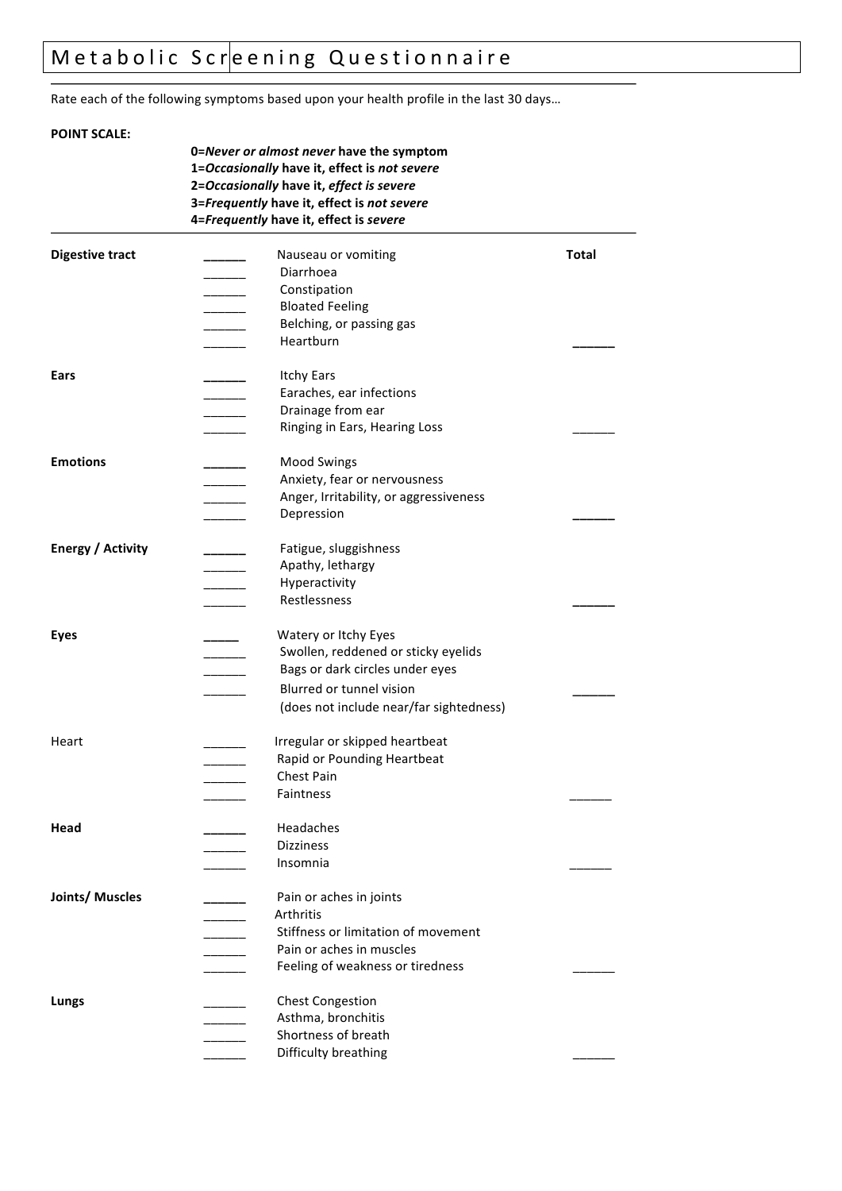# Metabolic Screening Questionnaire

Rate each of the following symptoms based upon your health profile in the last 30 days…

**POINT SCALE:**

**0=*Never or almost never* have the symptom**
**1=*Occasionally* have it, effect is *not severe***
**2=*Occasionally* have it, *effect is severe***
**3=*Frequently* have it, effect is *not severe***
**4=*Frequently* have it, effect is *severe***

| | | | **Total** |
|---|---|---|---|
| **Digestive tract** | ______ | Nauseau or vomiting | |
| | ______ | Diarrhoea | |
| | ______ | Constipation | |
| | ______ | Bloated Feeling | |
| | ______ | Belching, or passing gas | |
| | ______ | Heartburn | ______ |
| **Ears** | ______ | Itchy Ears | |
| | ______ | Earaches, ear infections | |
| | ______ | Drainage from ear | |
| | ______ | Ringing in Ears, Hearing Loss | ______ |
| **Emotions** | ______ | Mood Swings | |
| | ______ | Anxiety, fear or nervousness | |
| | ______ | Anger, Irritability, or aggressiveness | |
| | ______ | Depression | ______ |
| **Energy / Activity** | ______ | Fatigue, sluggishness | |
| | ______ | Apathy, lethargy | |
| | ______ | Hyperactivity | |
| | ______ | Restlessness | ______ |
| **Eyes** | _____ | Watery or Itchy Eyes | |
| | ______ | Swollen, reddened or sticky eyelids | |
| | ______ | Bags or dark circles under eyes | |
| | ______ | Blurred or tunnel vision (does not include near/far sightedness) | ______ |
| Heart | ______ | Irregular or skipped heartbeat | |
| | ______ | Rapid or Pounding Heartbeat | |
| | ______ | Chest Pain | |
| | ______ | Faintness | ______ |
| **Head** | ______ | Headaches | |
| | ______ | Dizziness | |
| | ______ | Insomnia | ______ |
| **Joints/ Muscles** | ______ | Pain or aches in joints | |
| | ______ | Arthritis | |
| | ______ | Stiffness or limitation of movement | |
| | ______ | Pain or aches in muscles | |
| | ______ | Feeling of weakness or tiredness | ______ |
| **Lungs** | ______ | Chest Congestion | |
| | ______ | Asthma, bronchitis | |
| | ______ | Shortness of breath | |
| | ______ | Difficulty breathing | ______ |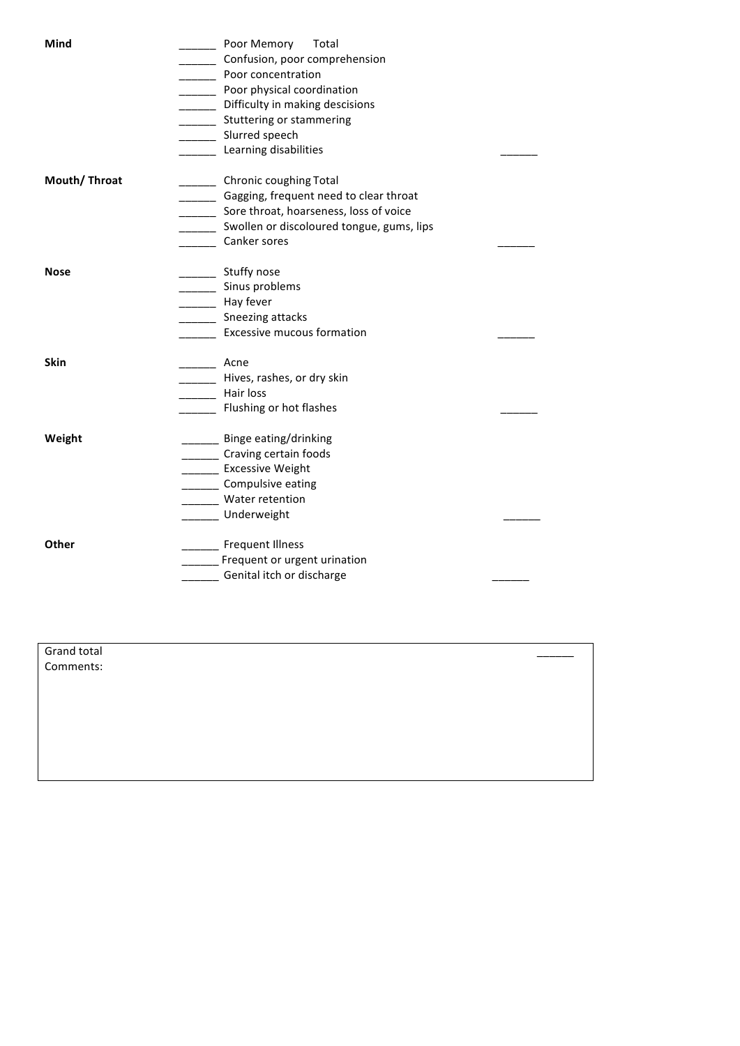**Mind**

______ Poor Memory Total
______ Confusion, poor comprehension
______ Poor concentration
______ Poor physical coordination
______ Difficulty in making descisions
______ Stuttering or stammering
______ Slurred speech
______ Learning disabilities ______

**Mouth/ Throat**

______ Chronic coughing Total
______ Gagging, frequent need to clear throat
______ Sore throat, hoarseness, loss of voice
______ Swollen or discoloured tongue, gums, lips
______ Canker sores ______

**Nose**

______ Stuffy nose
______ Sinus problems
______ Hay fever
______ Sneezing attacks
______ Excessive mucous formation ______

**Skin**

______ Acne
______ Hives, rashes, or dry skin
______ Hair loss
______ Flushing or hot flashes ______

**Weight**

______ Binge eating/drinking
______ Craving certain foods
______ Excessive Weight
______ Compulsive eating
______ Water retention
______ Underweight ______

**Other**

______ Frequent Illness
______ Frequent or urgent urination
______ Genital itch or discharge ______

Grand total ______
Comments: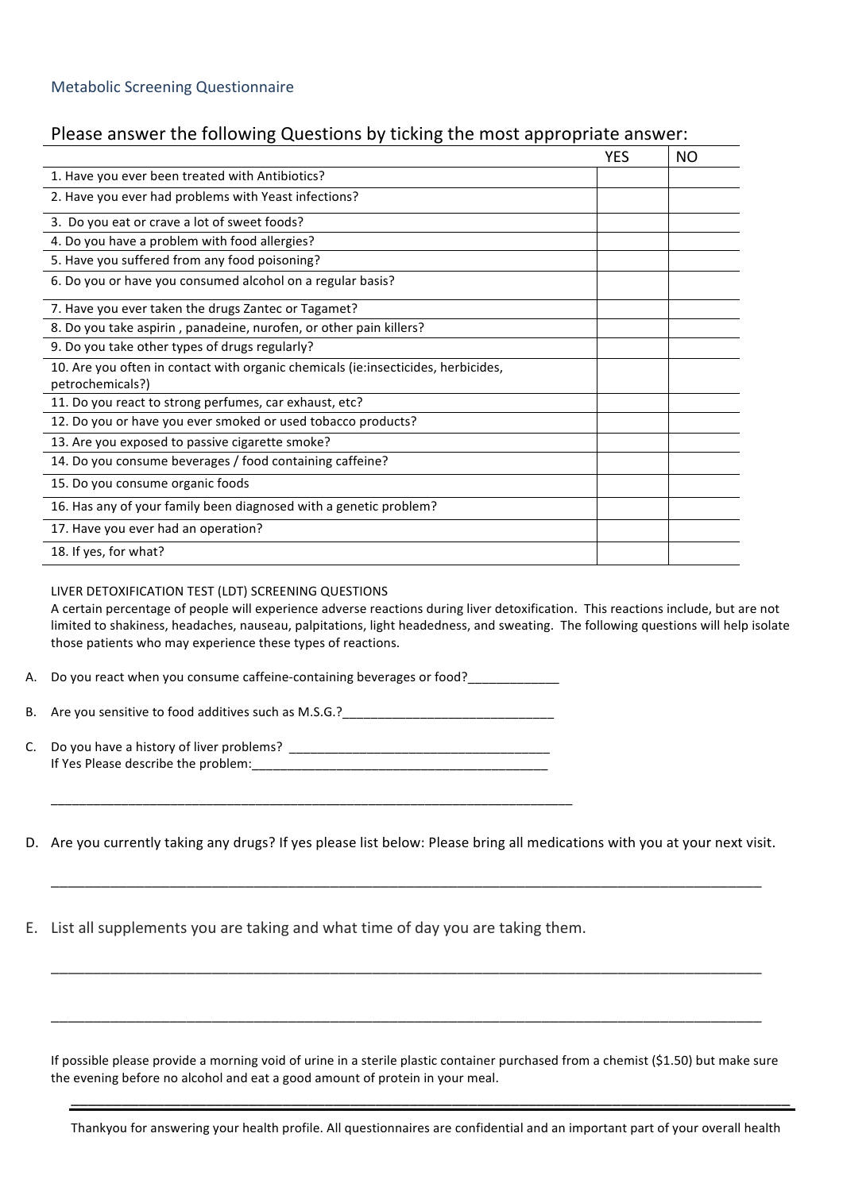Metabolic Screening Questionnaire

## Please answer the following Questions by ticking the most appropriate answer:

| | YES | NO |
|---|---|---|
| 1. Have you ever been treated with Antibiotics? | | |
| 2. Have you ever had problems with Yeast infections? | | |
| 3. Do you eat or crave a lot of sweet foods? | | |
| 4. Do you have a problem with food allergies? | | |
| 5. Have you suffered from any food poisoning? | | |
| 6. Do you or have you consumed alcohol on a regular basis? | | |
| 7. Have you ever taken the drugs Zantec or Tagamet? | | |
| 8. Do you take aspirin , panadeine, nurofen, or other pain killers? | | |
| 9. Do you take other types of drugs regularly? | | |
| 10. Are you often in contact with organic chemicals (ie:insecticides, herbicides, petrochemicals?) | | |
| 11. Do you react to strong perfumes, car exhaust, etc? | | |
| 12. Do you or have you ever smoked or used tobacco products? | | |
| 13. Are you exposed to passive cigarette smoke? | | |
| 14. Do you consume beverages / food containing caffeine? | | |
| 15. Do you consume organic foods | | |
| 16. Has any of your family been diagnosed with a genetic problem? | | |
| 17. Have you ever had an operation? | | |
| 18. If yes, for what? | | |

LIVER DETOXIFICATION TEST (LDT) SCREENING QUESTIONS

A certain percentage of people will experience adverse reactions during liver detoxification. This reactions include, but are not limited to shakiness, headaches, nauseau, palpitations, light headedness, and sweating. The following questions will help isolate those patients who may experience these types of reactions.

A. Do you react when you consume caffeine-containing beverages or food?_____________

B. Are you sensitive to food additives such as M.S.G.?______________________________

C. Do you have a history of liver problems? _____________________________________
If Yes Please describe the problem:___________________________________________

___________________________________________________________________________

D. Are you currently taking any drugs? If yes please list below: Please bring all medications with you at your next visit.

___________________________________________________________________________

E. List all supplements you are taking and what time of day you are taking them.

___________________________________________________________________________

___________________________________________________________________________

If possible please provide a morning void of urine in a sterile plastic container purchased from a chemist ($1.50) but make sure the evening before no alcohol and eat a good amount of protein in your meal.

Thankyou for answering your health profile. All questionnaires are confidential and an important part of your overall health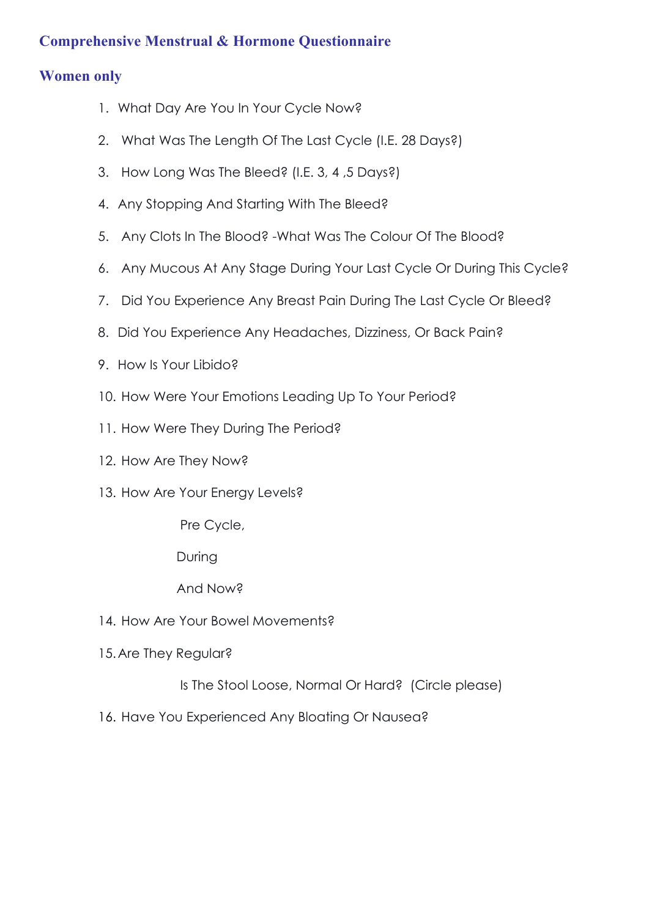## Comprehensive Menstrual & Hormone Questionnaire

## Women only

1. What Day Are You In Your Cycle Now?
2. What Was The Length Of The Last Cycle (I.E. 28 Days?)
3. How Long Was The Bleed? (I.E. 3, 4 ,5 Days?)
4. Any Stopping And Starting With The Bleed?
5. Any Clots In The Blood? -What Was The Colour Of The Blood?
6. Any Mucous At Any Stage During Your Last Cycle Or During This Cycle?
7. Did You Experience Any Breast Pain During The Last Cycle Or Bleed?
8. Did You Experience Any Headaches, Dizziness, Or Back Pain?
9. How Is Your Libido?
10. How Were Your Emotions Leading Up To Your Period?
11. How Were They During The Period?
12. How Are They Now?
13. How Are Your Energy Levels?

    Pre Cycle,

    During

    And Now?

14. How Are Your Bowel Movements?
15. Are They Regular?

    Is The Stool Loose, Normal Or Hard? (Circle please)

16. Have You Experienced Any Bloating Or Nausea?